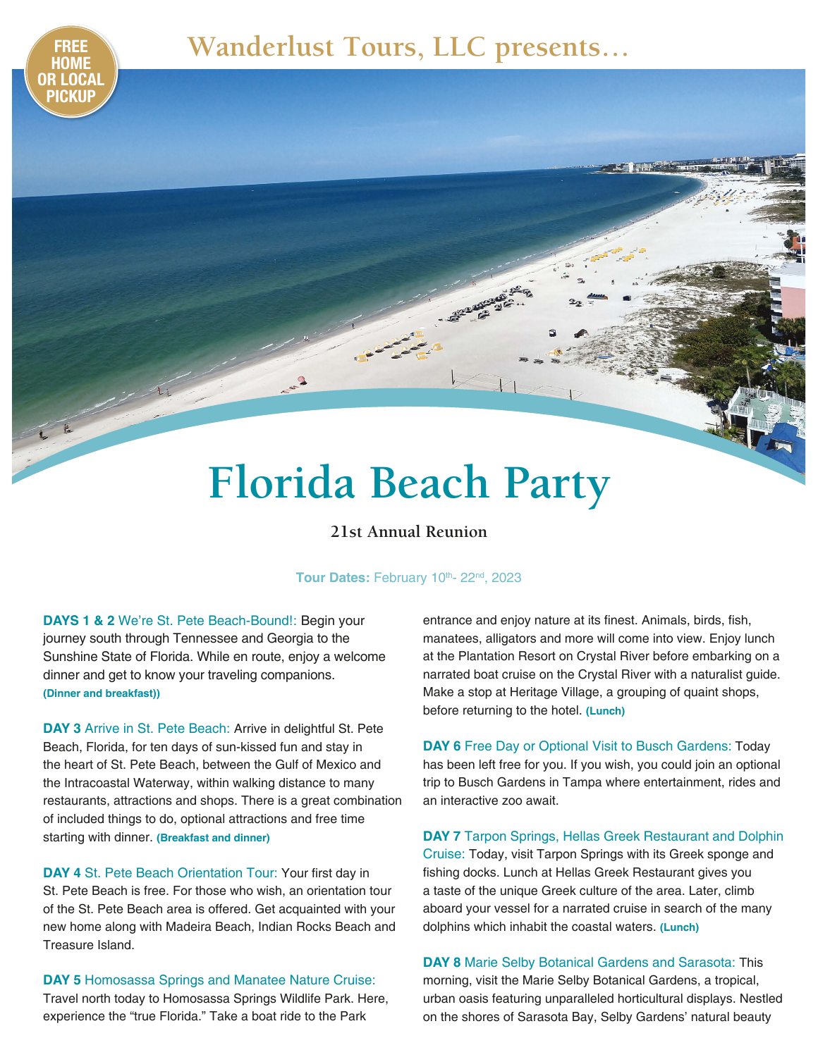FREE HOME OR LOCAL PICKUP

## Wanderlust Tours, LLC presents...

# Florida Beach Party

### 21st Annual Reunion

**Tour Dates:** February 10th- 22nd, 2023

**DAYS 1 & 2** We're St. Pete Beach-Bound!: Begin your journey south through Tennessee and Georgia to the Sunshine State of Florida. While en route, enjoy a welcome dinner and get to know your traveling companions. **(Dinner and breakfast))**

**DAY 3** Arrive in St. Pete Beach: Arrive in delightful St. Pete Beach, Florida, for ten days of sun-kissed fun and stay in the heart of St. Pete Beach, between the Gulf of Mexico and the Intracoastal Waterway, within walking distance to many restaurants, attractions and shops. There is a great combination of included things to do, optional attractions and free time starting with dinner. **(Breakfast and dinner)**

**DAY 4** St. Pete Beach Orientation Tour: Your first day in St. Pete Beach is free. For those who wish, an orientation tour of the St. Pete Beach area is offered. Get acquainted with your new home along with Madeira Beach, Indian Rocks Beach and Treasure Island.

**DAY 5** Homosassa Springs and Manatee Nature Cruise: Travel north today to Homosassa Springs Wildlife Park. Here, experience the "true Florida." Take a boat ride to the Park entrance and enjoy nature at its finest. Animals, birds, fish, manatees, alligators and more will come into view. Enjoy lunch at the Plantation Resort on Crystal River before embarking on a narrated boat cruise on the Crystal River with a naturalist guide. Make a stop at Heritage Village, a grouping of quaint shops, before returning to the hotel. **(Lunch)**

**DAY 6** Free Day or Optional Visit to Busch Gardens: Today has been left free for you. If you wish, you could join an optional trip to Busch Gardens in Tampa where entertainment, rides and an interactive zoo await.

**DAY 7** Tarpon Springs, Hellas Greek Restaurant and Dolphin Cruise: Today, visit Tarpon Springs with its Greek sponge and fishing docks. Lunch at Hellas Greek Restaurant gives you a taste of the unique Greek culture of the area. Later, climb aboard your vessel for a narrated cruise in search of the many dolphins which inhabit the coastal waters. **(Lunch)**

**DAY 8** Marie Selby Botanical Gardens and Sarasota: This morning, visit the Marie Selby Botanical Gardens, a tropical, urban oasis featuring unparalleled horticultural displays. Nestled on the shores of Sarasota Bay, Selby Gardens' natural beauty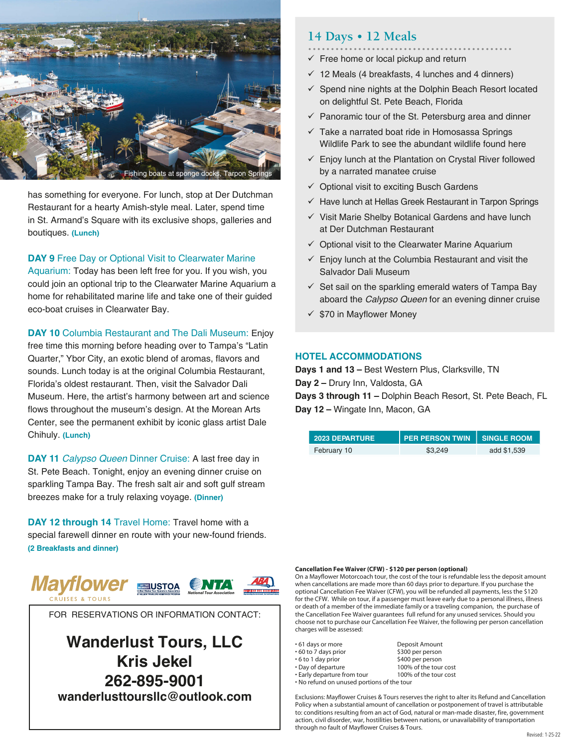Fishing boats at sponge docks, Tarpon Springs

has something for everyone. For lunch, stop at Der Dutchman Restaurant for a hearty Amish-style meal. Later, spend time in St. Armand's Square with its exclusive shops, galleries and boutiques. **(Lunch)**

**DAY 9** Free Day or Optional Visit to Clearwater Marine Aquarium: Today has been left free for you. If you wish, you could join an optional trip to the Clearwater Marine Aquarium a home for rehabilitated marine life and take one of their guided eco-boat cruises in Clearwater Bay.

**DAY 10** Columbia Restaurant and The Dali Museum: Enjoy free time this morning before heading over to Tampa's "Latin Quarter," Ybor City, an exotic blend of aromas, flavors and sounds. Lunch today is at the original Columbia Restaurant, Florida's oldest restaurant. Then, visit the Salvador Dali Museum. Here, the artist's harmony between art and science flows throughout the museum's design. At the Morean Arts Center, see the permanent exhibit by iconic glass artist Dale Chihuly. **(Lunch)**

**DAY 11** *Calypso Queen* Dinner Cruise: A last free day in St. Pete Beach. Tonight, enjoy an evening dinner cruise on sparkling Tampa Bay. The fresh salt air and soft gulf stream breezes make for a truly relaxing voyage. **(Dinner)**

**DAY 12 through 14** Travel Home: Travel home with a special farewell dinner en route with your new-found friends. **(2 Breakfasts and dinner)**

Mayflower CRUISES & TOURS | USTOA | NTA National Tour Association | ABA

FOR RESERVATIONS OR INFORMATION CONTACT:

**Wanderlust Tours, LLC**
**Kris Jekel**
**262-895-9001**
**wanderlusttoursllc@outlook.com**

## 14 Days • 12 Meals

- ✓ Free home or local pickup and return
- ✓ 12 Meals (4 breakfasts, 4 lunches and 4 dinners)
- ✓ Spend nine nights at the Dolphin Beach Resort located on delightful St. Pete Beach, Florida
- ✓ Panoramic tour of the St. Petersburg area and dinner
- ✓ Take a narrated boat ride in Homosassa Springs Wildlife Park to see the abundant wildlife found here
- ✓ Enjoy lunch at the Plantation on Crystal River followed by a narrated manatee cruise
- ✓ Optional visit to exciting Busch Gardens
- ✓ Have lunch at Hellas Greek Restaurant in Tarpon Springs
- ✓ Visit Marie Shelby Botanical Gardens and have lunch at Der Dutchman Restaurant
- ✓ Optional visit to the Clearwater Marine Aquarium
- ✓ Enjoy lunch at the Columbia Restaurant and visit the Salvador Dali Museum
- ✓ Set sail on the sparkling emerald waters of Tampa Bay aboard the *Calypso Queen* for an evening dinner cruise
- ✓ $70 in Mayflower Money

### HOTEL ACCOMMODATIONS

**Days 1 and 13 –** Best Western Plus, Clarksville, TN
**Day 2 –** Drury Inn, Valdosta, GA
**Days 3 through 11 –** Dolphin Beach Resort, St. Pete Beach, FL
**Day 12 –** Wingate Inn, Macon, GA

| 2023 DEPARTURE | PER PERSON TWIN | SINGLE ROOM |
|---|---|---|
| February 10 | $3,249 | add $1,539 |

**Cancellation Fee Waiver (CFW) - $120 per person (optional)**
On a Mayflower Motorcoach tour, the cost of the tour is refundable less the deposit amount when cancellations are made more than 60 days prior to departure. If you purchase the optional Cancellation Fee Waiver (CFW), you will be refunded all payments, less the $120 for the CFW. While on tour, if a passenger must leave early due to a personal illness, illness or death of a member of the immediate family or a traveling companion, the purchase of the Cancellation Fee Waiver guarantees full refund for any unused services. Should you choose not to purchase our Cancellation Fee Waiver, the following per person cancellation charges will be assessed:

| | |
|---|---|
| • 61 days or more | Deposit Amount |
| • 60 to 7 days prior | $300 per person |
| • 6 to 1 day prior | $400 per person |
| • Day of departure | 100% of the tour cost |
| • Early departure from tour | 100% of the tour cost |
| • No refund on unused portions of the tour | |

Exclusions: Mayflower Cruises & Tours reserves the right to alter its Refund and Cancellation Policy when a substantial amount of cancellation or postponement of travel is attributable to: conditions resulting from an act of God, natural or man-made disaster, fire, government action, civil disorder, war, hostilities between nations, or unavailability of transportation through no fault of Mayflower Cruises & Tours.

Revised: 1-25-22